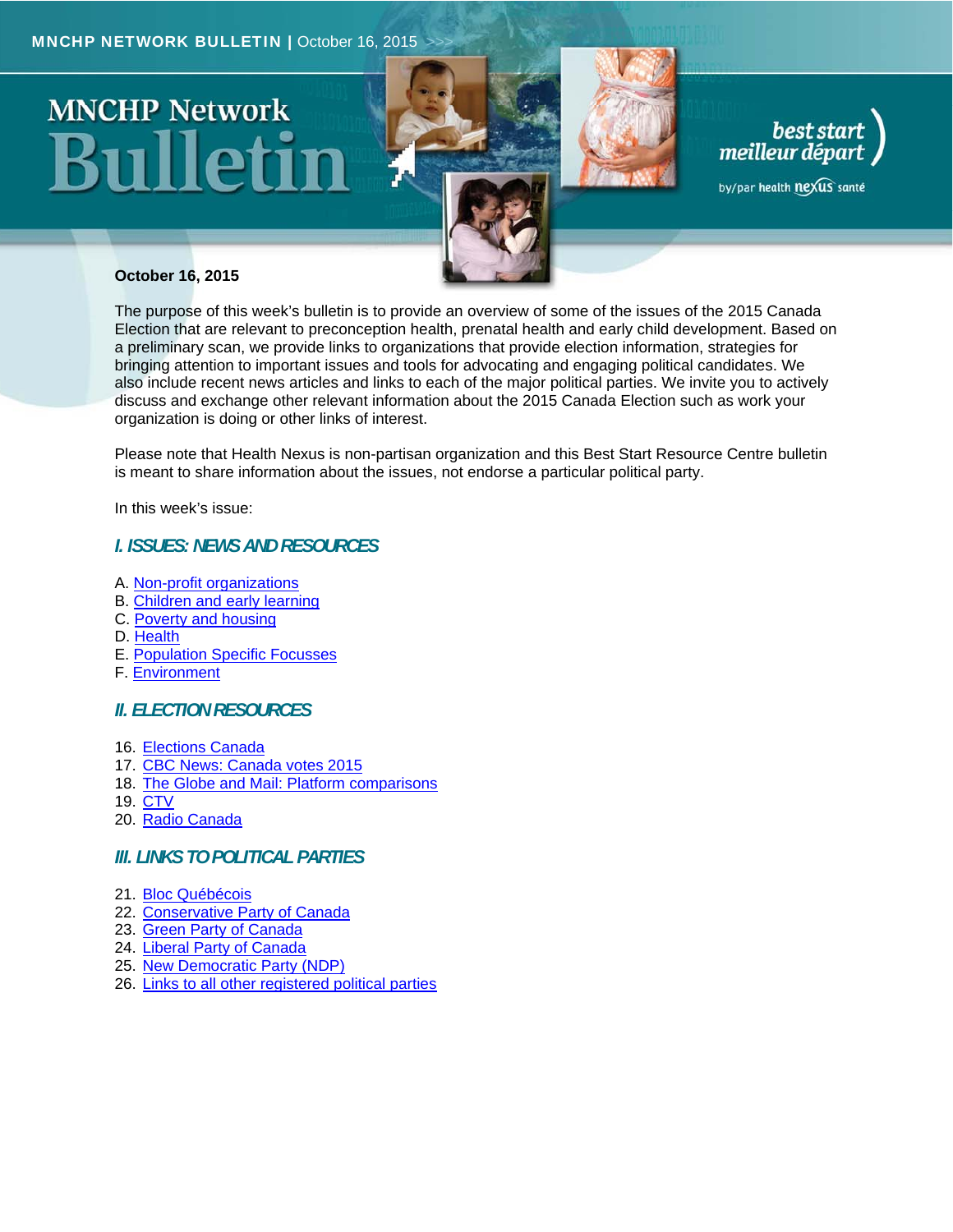# MNCHP Network Bulletin

**October 16, 2015**

The purpose of this week's bulletin is to provide an overview of some of the issues of the 2015 Canada Election that are relevant to preconception health, prenatal health and early child development. Based on a preliminary scan, we provide links to organizations that provide election information, strategies for bringing attention to important issues and tools for advocating and engaging political candidates. We also include recent news articles and links to each of the major political parties. We invite you to actively discuss and exchange other relevant information about the 2015 Canada Election such as work your organization is doing or other links of interest.

Please note that Health Nexus is non-partisan organization and this Best Start Resource Centre bulletin is meant to share information about the issues, not endorse a particular political party.

In this week's issue:

## I. ISSUES: NEWS AND RESOURCES

A. Non-profit organizations
B. Children and early learning
C. Poverty and housing
D. Health
E. Population Specific Focusses
F. Environment

## II. ELECTION RESOURCES

16. Elections Canada
17. CBC News: Canada votes 2015
18. The Globe and Mail: Platform comparisons
19. CTV
20. Radio Canada

## III. LINKS TO POLITICAL PARTIES

21. Bloc Québécois
22. Conservative Party of Canada
23. Green Party of Canada
24. Liberal Party of Canada
25. New Democratic Party (NDP)
26. Links to all other registered political parties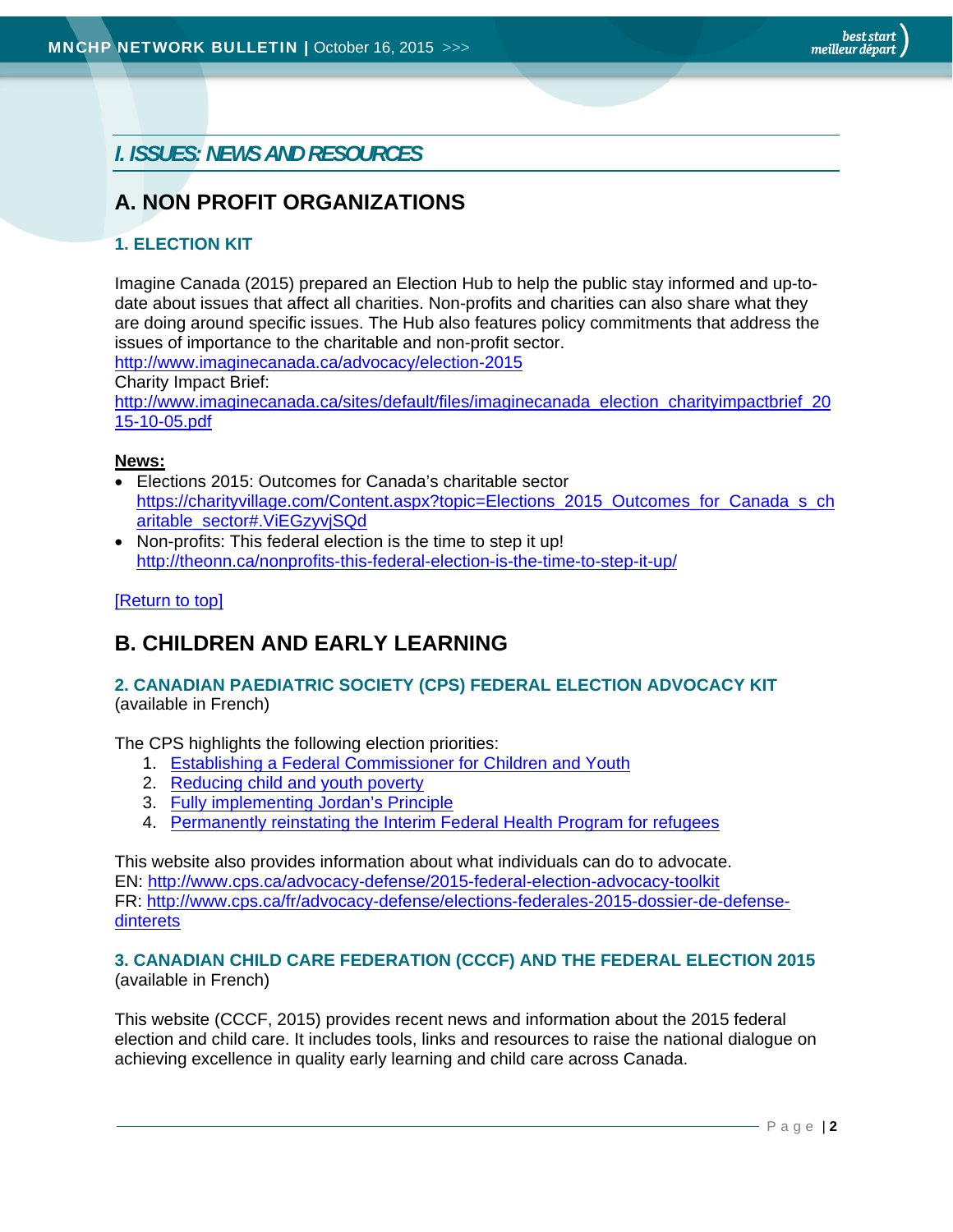## *I. ISSUES: NEWS AND RESOURCES*

# A. NON PROFIT ORGANIZATIONS

### 1. ELECTION KIT

Imagine Canada (2015) prepared an Election Hub to help the public stay informed and up-to-date about issues that affect all charities. Non-profits and charities can also share what they are doing around specific issues. The Hub also features policy commitments that address the issues of importance to the charitable and non-profit sector.
http://www.imaginecanada.ca/advocacy/election-2015
Charity Impact Brief:
http://www.imaginecanada.ca/sites/default/files/imaginecanada_election_charityimpactbrief_2015-10-05.pdf

**News:**

- Elections 2015: Outcomes for Canada's charitable sector
  https://charityvillage.com/Content.aspx?topic=Elections_2015_Outcomes_for_Canada_s_charitable_sector#.ViEGzyvjSQd
- Non-profits: This federal election is the time to step it up!
  http://theonn.ca/nonprofits-this-federal-election-is-the-time-to-step-it-up/

[Return to top]

# B. CHILDREN AND EARLY LEARNING

### 2. CANADIAN PAEDIATRIC SOCIETY (CPS) FEDERAL ELECTION ADVOCACY KIT
(available in French)

The CPS highlights the following election priorities:

1. Establishing a Federal Commissioner for Children and Youth
2. Reducing child and youth poverty
3. Fully implementing Jordan's Principle
4. Permanently reinstating the Interim Federal Health Program for refugees

This website also provides information about what individuals can do to advocate.
EN: http://www.cps.ca/advocacy-defense/2015-federal-election-advocacy-toolkit
FR: http://www.cps.ca/fr/advocacy-defense/elections-federales-2015-dossier-de-defense-dinterets

### 3. CANADIAN CHILD CARE FEDERATION (CCCF) AND THE FEDERAL ELECTION 2015
(available in French)

This website (CCCF, 2015) provides recent news and information about the 2015 federal election and child care. It includes tools, links and resources to raise the national dialogue on achieving excellence in quality early learning and child care across Canada.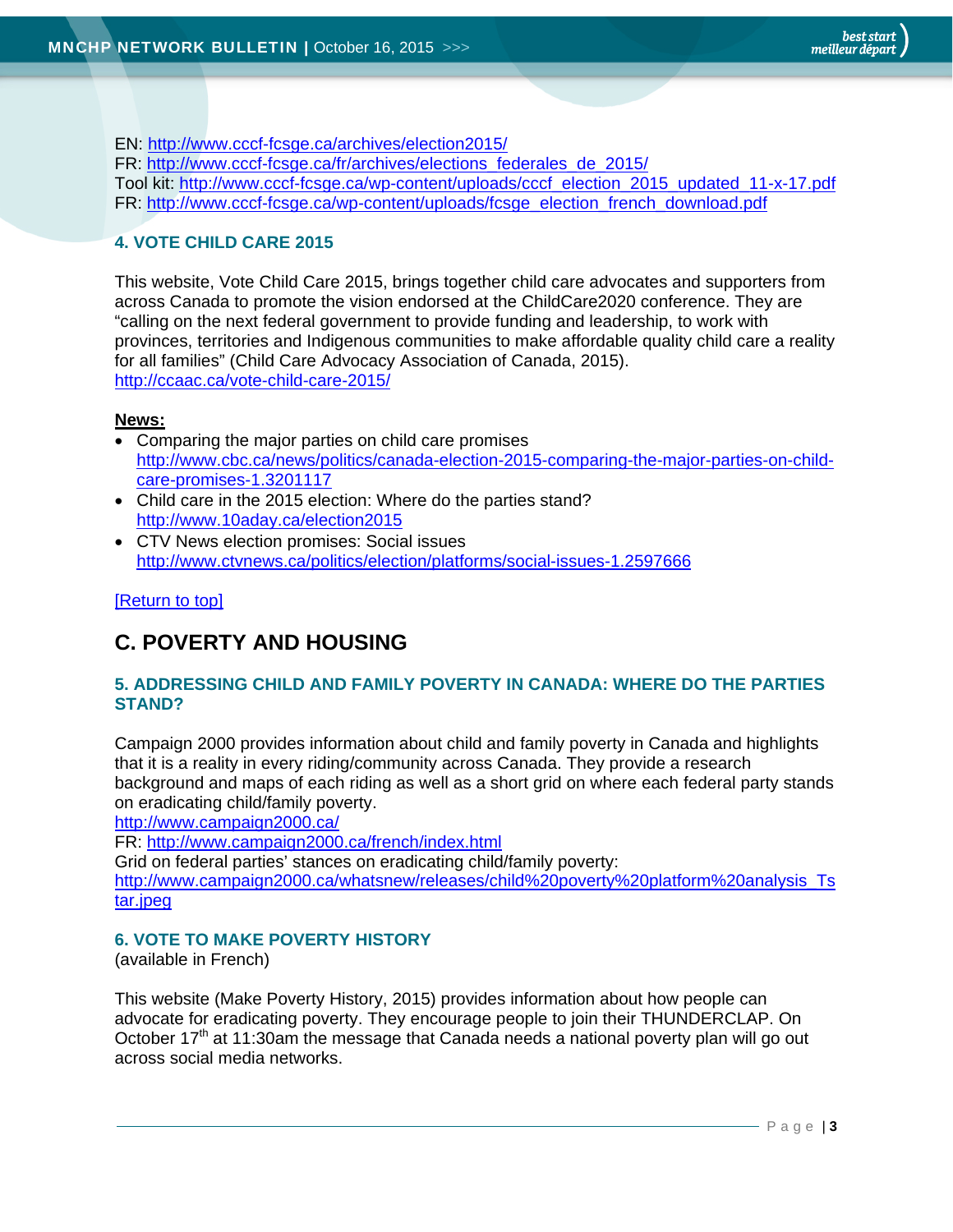EN: http://www.cccf-fcsge.ca/archives/election2015/
FR: http://www.cccf-fcsge.ca/fr/archives/elections_federales_de_2015/
Tool kit: http://www.cccf-fcsge.ca/wp-content/uploads/cccf_election_2015_updated_11-x-17.pdf
FR: http://www.cccf-fcsge.ca/wp-content/uploads/fcsge_election_french_download.pdf

### 4. VOTE CHILD CARE 2015

This website, Vote Child Care 2015, brings together child care advocates and supporters from across Canada to promote the vision endorsed at the ChildCare2020 conference. They are "calling on the next federal government to provide funding and leadership, to work with provinces, territories and Indigenous communities to make affordable quality child care a reality for all families" (Child Care Advocacy Association of Canada, 2015).
http://ccaac.ca/vote-child-care-2015/

**News:**

- Comparing the major parties on child care promises
  http://www.cbc.ca/news/politics/canada-election-2015-comparing-the-major-parties-on-child-care-promises-1.3201117
- Child care in the 2015 election: Where do the parties stand?
  http://www.10aday.ca/election2015
- CTV News election promises: Social issues
  http://www.ctvnews.ca/politics/election/platforms/social-issues-1.2597666

[Return to top]

## C. POVERTY AND HOUSING

### 5. ADDRESSING CHILD AND FAMILY POVERTY IN CANADA: WHERE DO THE PARTIES STAND?

Campaign 2000 provides information about child and family poverty in Canada and highlights that it is a reality in every riding/community across Canada. They provide a research background and maps of each riding as well as a short grid on where each federal party stands on eradicating child/family poverty.
http://www.campaign2000.ca/
FR: http://www.campaign2000.ca/french/index.html
Grid on federal parties' stances on eradicating child/family poverty:
http://www.campaign2000.ca/whatsnew/releases/child%20poverty%20platform%20analysis_Tstar.jpeg

### 6. VOTE TO MAKE POVERTY HISTORY

(available in French)

This website (Make Poverty History, 2015) provides information about how people can advocate for eradicating poverty. They encourage people to join their THUNDERCLAP. On October 17th at 11:30am the message that Canada needs a national poverty plan will go out across social media networks.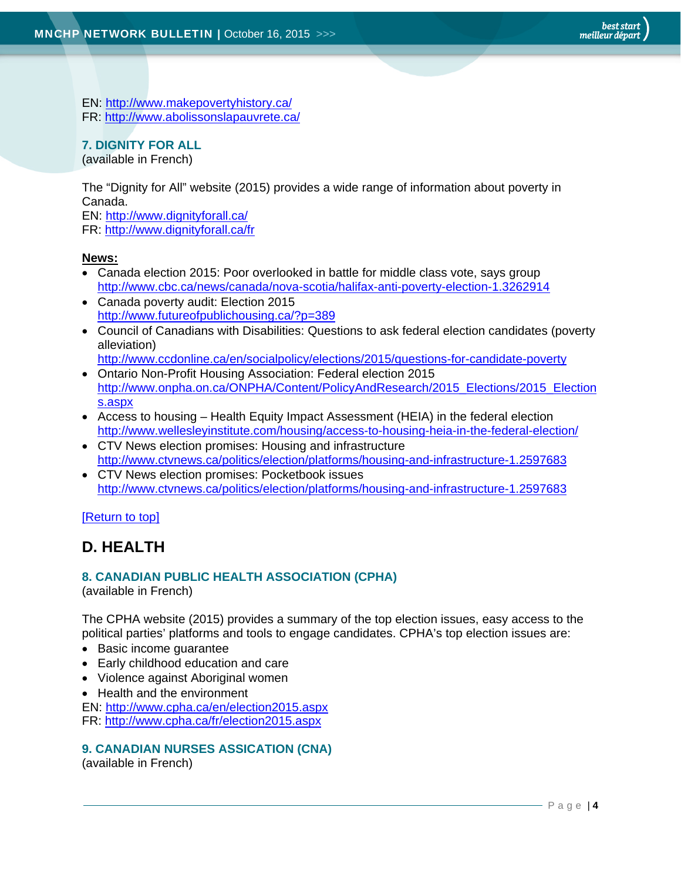EN: http://www.makepovertyhistory.ca/
FR: http://www.abolissonslapauvrete.ca/

### 7. DIGNITY FOR ALL

(available in French)

The "Dignity for All" website (2015) provides a wide range of information about poverty in Canada.
EN: http://www.dignityforall.ca/
FR: http://www.dignityforall.ca/fr

**News:**

- Canada election 2015: Poor overlooked in battle for middle class vote, says group
  http://www.cbc.ca/news/canada/nova-scotia/halifax-anti-poverty-election-1.3262914
- Canada poverty audit: Election 2015
  http://www.futureofpublichousing.ca/?p=389
- Council of Canadians with Disabilities: Questions to ask federal election candidates (poverty alleviation)
  http://www.ccdonline.ca/en/socialpolicy/elections/2015/questions-for-candidate-poverty
- Ontario Non-Profit Housing Association: Federal election 2015
  http://www.onpha.on.ca/ONPHA/Content/PolicyAndResearch/2015_Elections/2015_Elections.aspx
- Access to housing – Health Equity Impact Assessment (HEIA) in the federal election
  http://www.wellesleyinstitute.com/housing/access-to-housing-heia-in-the-federal-election/
- CTV News election promises: Housing and infrastructure
  http://www.ctvnews.ca/politics/election/platforms/housing-and-infrastructure-1.2597683
- CTV News election promises: Pocketbook issues
  http://www.ctvnews.ca/politics/election/platforms/housing-and-infrastructure-1.2597683

[Return to top]

## D. HEALTH

### 8. CANADIAN PUBLIC HEALTH ASSOCIATION (CPHA)

(available in French)

The CPHA website (2015) provides a summary of the top election issues, easy access to the political parties' platforms and tools to engage candidates. CPHA's top election issues are:

- Basic income guarantee
- Early childhood education and care
- Violence against Aboriginal women
- Health and the environment

EN: http://www.cpha.ca/en/election2015.aspx
FR: http://www.cpha.ca/fr/election2015.aspx

### 9. CANADIAN NURSES ASSICATION (CNA)

(available in French)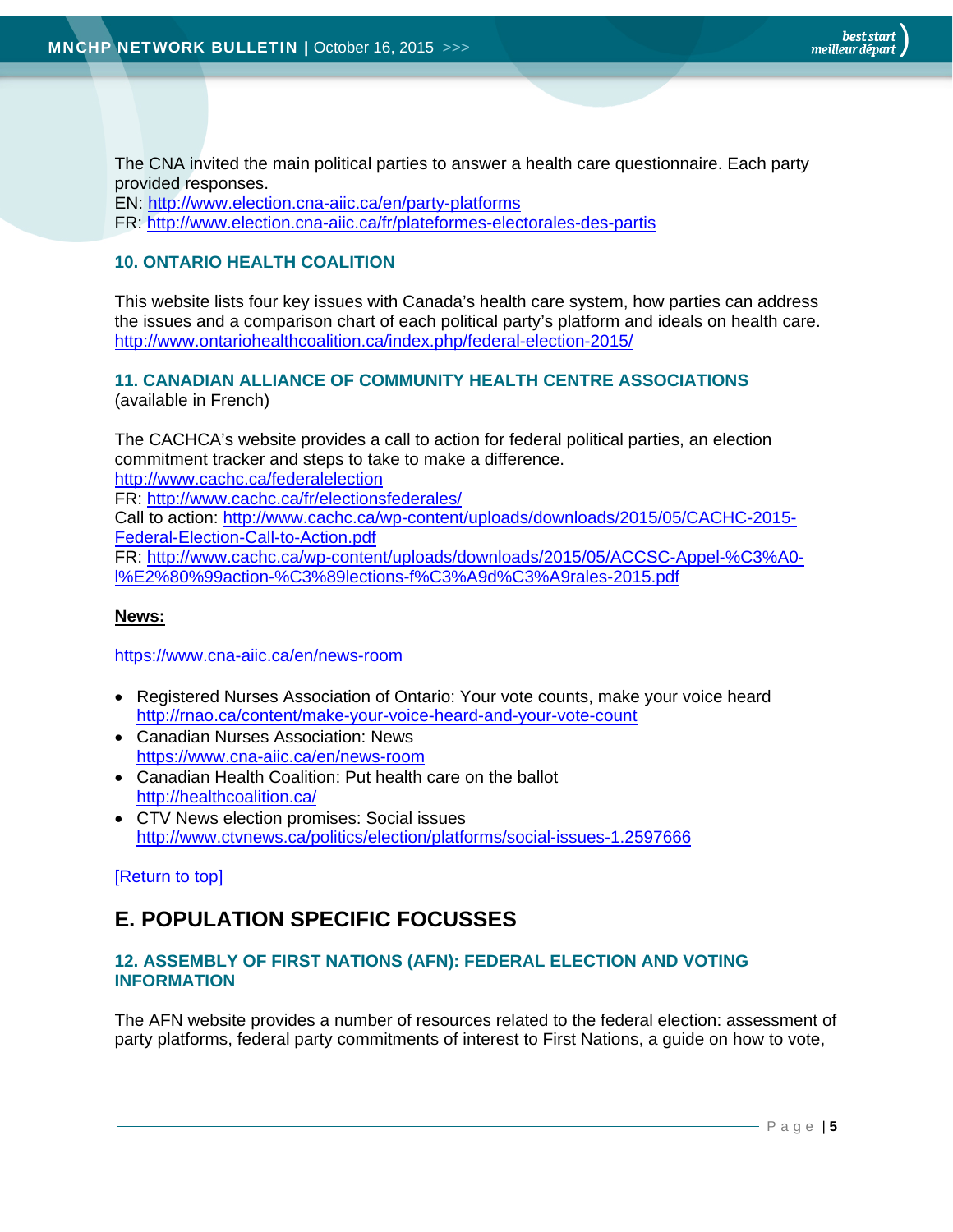The CNA invited the main political parties to answer a health care questionnaire. Each party provided responses.
EN: http://www.election.cna-aiic.ca/en/party-platforms
FR: http://www.election.cna-aiic.ca/fr/plateformes-electorales-des-partis

### 10. ONTARIO HEALTH COALITION

This website lists four key issues with Canada's health care system, how parties can address the issues and a comparison chart of each political party's platform and ideals on health care.
http://www.ontariohealthcoalition.ca/index.php/federal-election-2015/

### 11. CANADIAN ALLIANCE OF COMMUNITY HEALTH CENTRE ASSOCIATIONS
(available in French)

The CACHCA's website provides a call to action for federal political parties, an election commitment tracker and steps to take to make a difference.
http://www.cachc.ca/federalelection
FR: http://www.cachc.ca/fr/electionsfederales/
Call to action: http://www.cachc.ca/wp-content/uploads/downloads/2015/05/CACHC-2015-Federal-Election-Call-to-Action.pdf
FR: http://www.cachc.ca/wp-content/uploads/downloads/2015/05/ACCSC-Appel-%C3%A0-l%E2%80%99action-%C3%89lections-f%C3%A9d%C3%A9rales-2015.pdf

**News:**

https://www.cna-aiic.ca/en/news-room

- Registered Nurses Association of Ontario: Your vote counts, make your voice heard
  http://rnao.ca/content/make-your-voice-heard-and-your-vote-count
- Canadian Nurses Association: News
  https://www.cna-aiic.ca/en/news-room
- Canadian Health Coalition: Put health care on the ballot
  http://healthcoalition.ca/
- CTV News election promises: Social issues
  http://www.ctvnews.ca/politics/election/platforms/social-issues-1.2597666

[Return to top]

## E. POPULATION SPECIFIC FOCUSSES

### 12. ASSEMBLY OF FIRST NATIONS (AFN): FEDERAL ELECTION AND VOTING INFORMATION

The AFN website provides a number of resources related to the federal election: assessment of party platforms, federal party commitments of interest to First Nations, a guide on how to vote,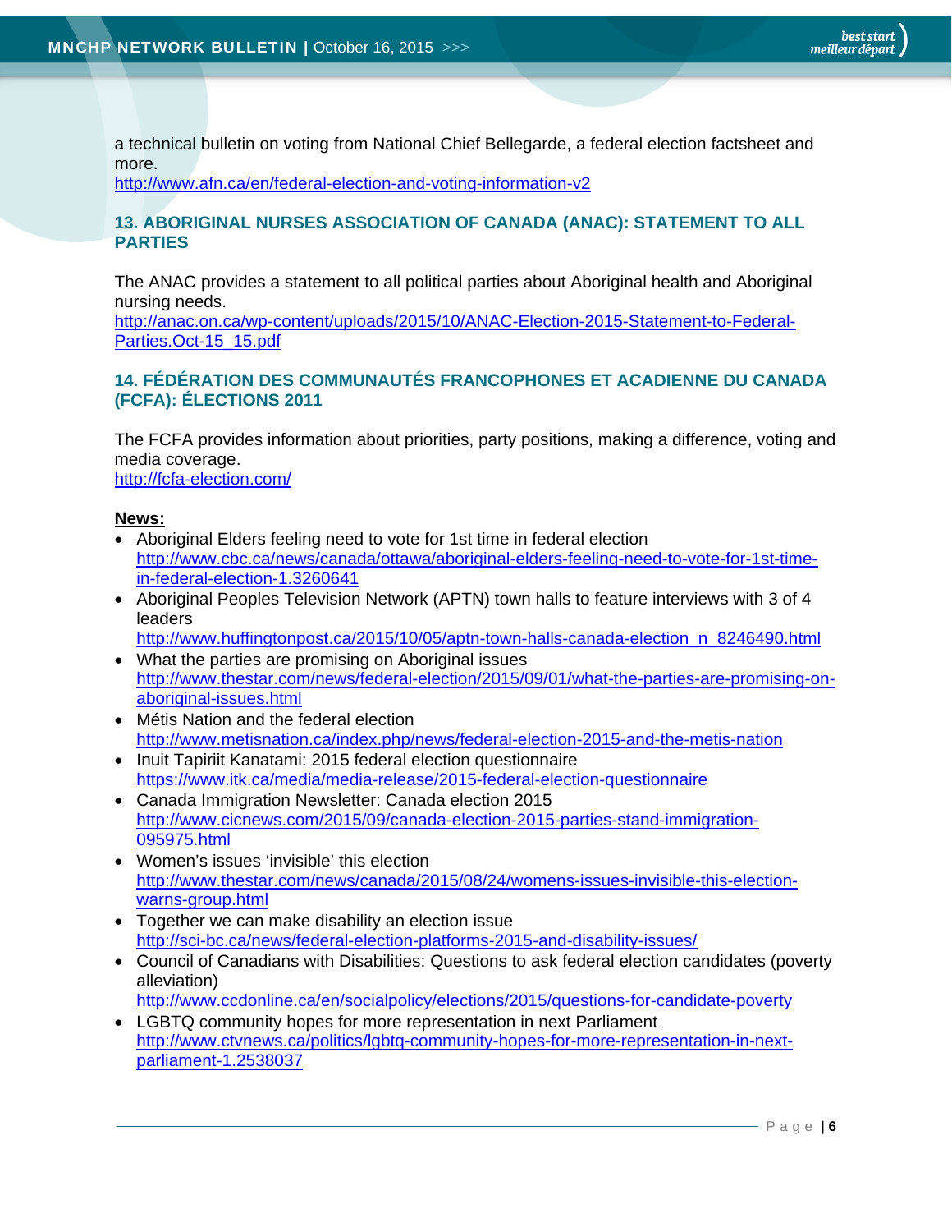a technical bulletin on voting from National Chief Bellegarde, a federal election factsheet and more.
http://www.afn.ca/en/federal-election-and-voting-information-v2

### 13. ABORIGINAL NURSES ASSOCIATION OF CANADA (ANAC): STATEMENT TO ALL PARTIES

The ANAC provides a statement to all political parties about Aboriginal health and Aboriginal nursing needs.
http://anac.on.ca/wp-content/uploads/2015/10/ANAC-Election-2015-Statement-to-Federal-Parties.Oct-15_15.pdf

### 14. FÉDÉRATION DES COMMUNAUTÉS FRANCOPHONES ET ACADIENNE DU CANADA (FCFA): ÉLECTIONS 2011

The FCFA provides information about priorities, party positions, making a difference, voting and media coverage.
http://fcfa-election.com/

**News:**

- Aboriginal Elders feeling need to vote for 1st time in federal election
  http://www.cbc.ca/news/canada/ottawa/aboriginal-elders-feeling-need-to-vote-for-1st-time-in-federal-election-1.3260641
- Aboriginal Peoples Television Network (APTN) town halls to feature interviews with 3 of 4 leaders
  http://www.huffingtonpost.ca/2015/10/05/aptn-town-halls-canada-election_n_8246490.html
- What the parties are promising on Aboriginal issues
  http://www.thestar.com/news/federal-election/2015/09/01/what-the-parties-are-promising-on-aboriginal-issues.html
- Métis Nation and the federal election
  http://www.metisnation.ca/index.php/news/federal-election-2015-and-the-metis-nation
- Inuit Tapiriit Kanatami: 2015 federal election questionnaire
  https://www.itk.ca/media/media-release/2015-federal-election-questionnaire
- Canada Immigration Newsletter: Canada election 2015
  http://www.cicnews.com/2015/09/canada-election-2015-parties-stand-immigration-095975.html
- Women's issues 'invisible' this election
  http://www.thestar.com/news/canada/2015/08/24/womens-issues-invisible-this-election-warns-group.html
- Together we can make disability an election issue
  http://sci-bc.ca/news/federal-election-platforms-2015-and-disability-issues/
- Council of Canadians with Disabilities: Questions to ask federal election candidates (poverty alleviation)
  http://www.ccdonline.ca/en/socialpolicy/elections/2015/questions-for-candidate-poverty
- LGBTQ community hopes for more representation in next Parliament
  http://www.ctvnews.ca/politics/lgbtq-community-hopes-for-more-representation-in-next-parliament-1.2538037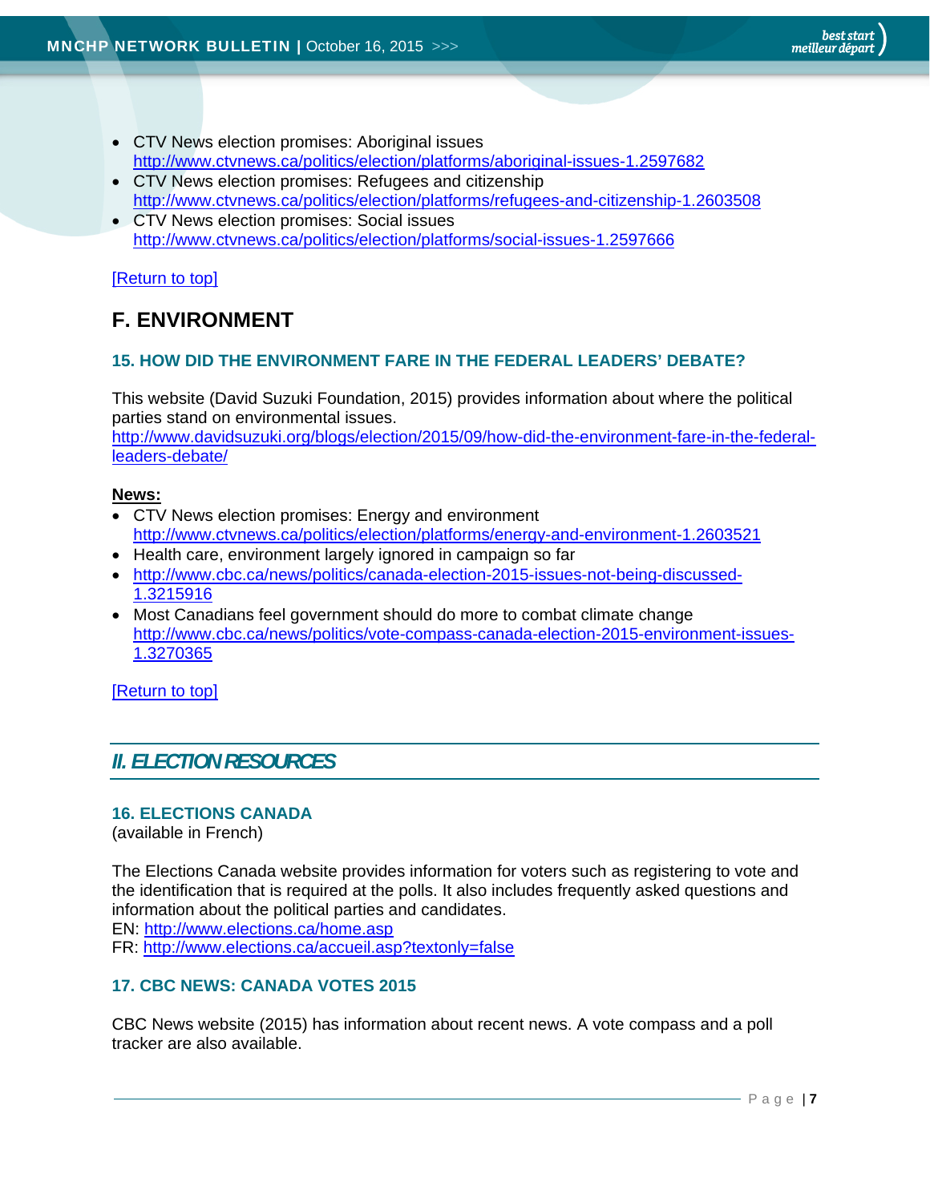- CTV News election promises: Aboriginal issues
  http://www.ctvnews.ca/politics/election/platforms/aboriginal-issues-1.2597682
- CTV News election promises: Refugees and citizenship
  http://www.ctvnews.ca/politics/election/platforms/refugees-and-citizenship-1.2603508
- CTV News election promises: Social issues
  http://www.ctvnews.ca/politics/election/platforms/social-issues-1.2597666

[Return to top]

## F. ENVIRONMENT

### 15. HOW DID THE ENVIRONMENT FARE IN THE FEDERAL LEADERS' DEBATE?

This website (David Suzuki Foundation, 2015) provides information about where the political parties stand on environmental issues.
http://www.davidsuzuki.org/blogs/election/2015/09/how-did-the-environment-fare-in-the-federal-leaders-debate/

**News:**

- CTV News election promises: Energy and environment
  http://www.ctvnews.ca/politics/election/platforms/energy-and-environment-1.2603521
- Health care, environment largely ignored in campaign so far
- http://www.cbc.ca/news/politics/canada-election-2015-issues-not-being-discussed-1.3215916
- Most Canadians feel government should do more to combat climate change
  http://www.cbc.ca/news/politics/vote-compass-canada-election-2015-environment-issues-1.3270365

[Return to top]

## *II. ELECTION RESOURCES*

### 16. ELECTIONS CANADA

(available in French)

The Elections Canada website provides information for voters such as registering to vote and the identification that is required at the polls. It also includes frequently asked questions and information about the political parties and candidates.
EN: http://www.elections.ca/home.asp
FR: http://www.elections.ca/accueil.asp?textonly=false

### 17. CBC NEWS: CANADA VOTES 2015

CBC News website (2015) has information about recent news. A vote compass and a poll tracker are also available.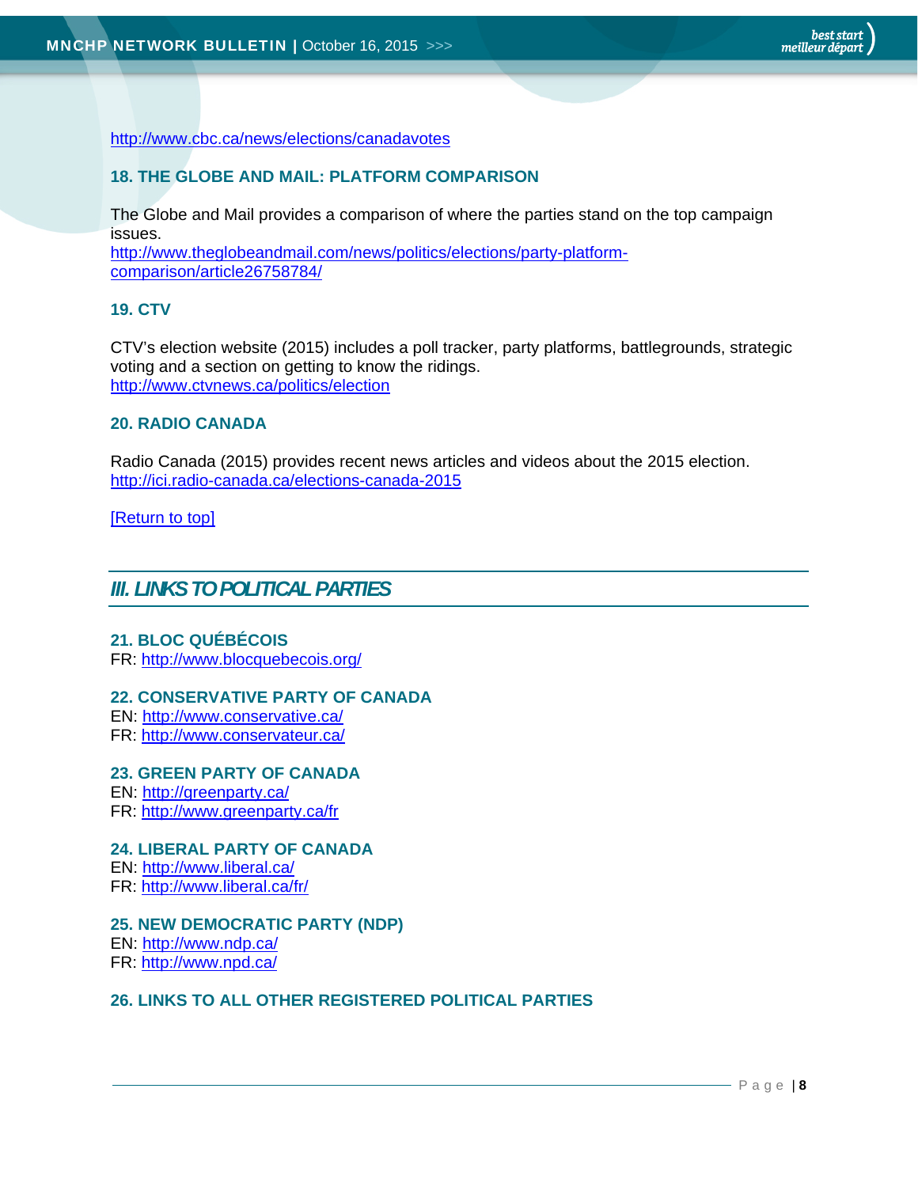http://www.cbc.ca/news/elections/canadavotes

### 18. THE GLOBE AND MAIL: PLATFORM COMPARISON

The Globe and Mail provides a comparison of where the parties stand on the top campaign issues.
http://www.theglobeandmail.com/news/politics/elections/party-platform-comparison/article26758784/

### 19. CTV

CTV's election website (2015) includes a poll tracker, party platforms, battlegrounds, strategic voting and a section on getting to know the ridings.
http://www.ctvnews.ca/politics/election

### 20. RADIO CANADA

Radio Canada (2015) provides recent news articles and videos about the 2015 election.
http://ici.radio-canada.ca/elections-canada-2015

[Return to top]

## *III. LINKS TO POLITICAL PARTIES*

### 21. BLOC QUÉBÉCOIS

FR: http://www.blocquebecois.org/

### 22. CONSERVATIVE PARTY OF CANADA

EN: http://www.conservative.ca/
FR: http://www.conservateur.ca/

### 23. GREEN PARTY OF CANADA

EN: http://greenparty.ca/
FR: http://www.greenparty.ca/fr

### 24. LIBERAL PARTY OF CANADA

EN: http://www.liberal.ca/
FR: http://www.liberal.ca/fr/

### 25. NEW DEMOCRATIC PARTY (NDP)

EN: http://www.ndp.ca/
FR: http://www.npd.ca/

### 26. LINKS TO ALL OTHER REGISTERED POLITICAL PARTIES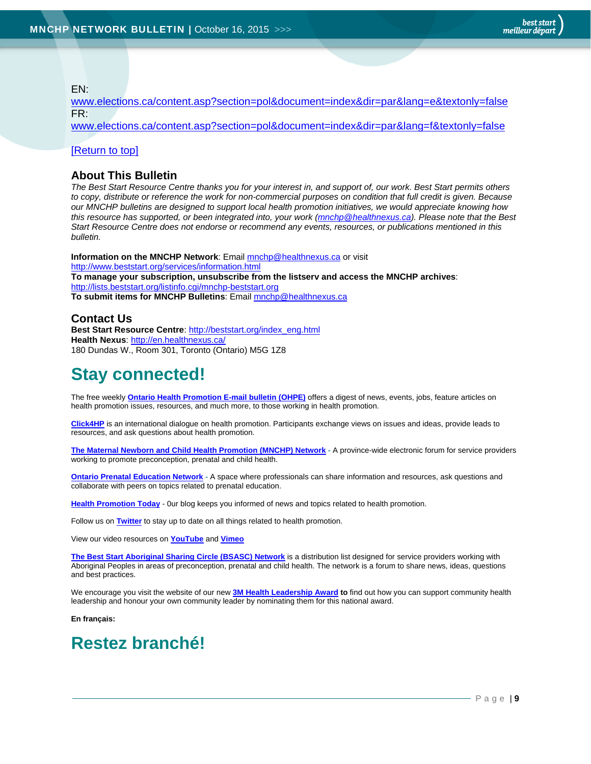EN:
www.elections.ca/content.asp?section=pol&document=index&dir=par&lang=e&textonly=false
FR:
www.elections.ca/content.asp?section=pol&document=index&dir=par&lang=f&textonly=false

[Return to top]

## About This Bulletin

*The Best Start Resource Centre thanks you for your interest in, and support of, our work. Best Start permits others to copy, distribute or reference the work for non-commercial purposes on condition that full credit is given. Because our MNCHP bulletins are designed to support local health promotion initiatives, we would appreciate knowing how this resource has supported, or been integrated into, your work (mnchp@healthnexus.ca). Please note that the Best Start Resource Centre does not endorse or recommend any events, resources, or publications mentioned in this bulletin.*

**Information on the MNCHP Network**: Email mnchp@healthnexus.ca or visit http://www.beststart.org/services/information.html
**To manage your subscription, unsubscribe from the listserv and access the MNCHP archives**: http://lists.beststart.org/listinfo.cgi/mnchp-beststart.org
**To submit items for MNCHP Bulletins**: Email mnchp@healthnexus.ca

## Contact Us

**Best Start Resource Centre**: http://beststart.org/index_eng.html
**Health Nexus**: http://en.healthnexus.ca/
180 Dundas W., Room 301, Toronto (Ontario) M5G 1Z8

# Stay connected!

The free weekly **Ontario Health Promotion E-mail bulletin (OHPE)** offers a digest of news, events, jobs, feature articles on health promotion issues, resources, and much more, to those working in health promotion.

**Click4HP** is an international dialogue on health promotion. Participants exchange views on issues and ideas, provide leads to resources, and ask questions about health promotion.

**The Maternal Newborn and Child Health Promotion (MNCHP) Network** - A province-wide electronic forum for service providers working to promote preconception, prenatal and child health.

**Ontario Prenatal Education Network** - A space where professionals can share information and resources, ask questions and collaborate with peers on topics related to prenatal education.

**Health Promotion Today** - 0ur blog keeps you informed of news and topics related to health promotion.

Follow us on **Twitter** to stay up to date on all things related to health promotion.

View our video resources on **YouTube** and **Vimeo**

**The Best Start Aboriginal Sharing Circle (BSASC) Network** is a distribution list designed for service providers working with Aboriginal Peoples in areas of preconception, prenatal and child health. The network is a forum to share news, ideas, questions and best practices.

We encourage you visit the website of our new **3M Health Leadership Award to** find out how you can support community health leadership and honour your own community leader by nominating them for this national award.

**En français:**

# Restez branché!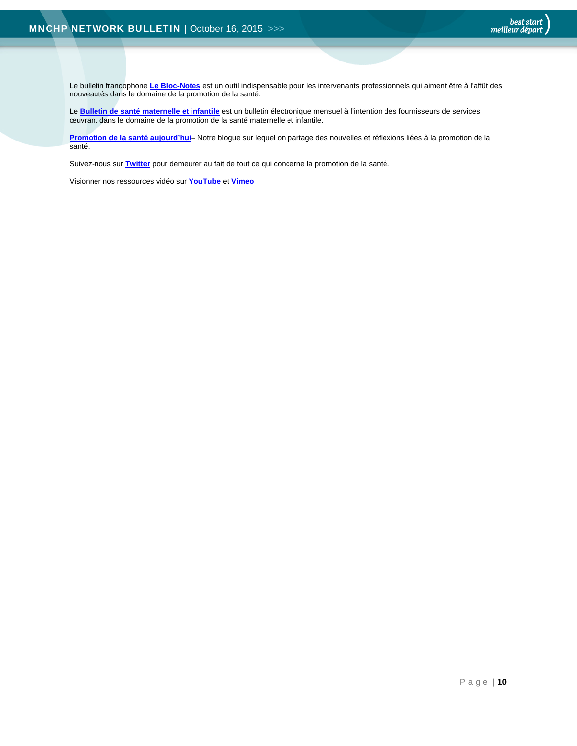Le bulletin francophone **Le Bloc-Notes** est un outil indispensable pour les intervenants professionnels qui aiment être à l'affût des nouveautés dans le domaine de la promotion de la santé.

Le **Bulletin de santé maternelle et infantile** est un bulletin électronique mensuel à l'intention des fournisseurs de services œuvrant dans le domaine de la promotion de la santé maternelle et infantile.

**Promotion de la santé aujourd'hui**– Notre blogue sur lequel on partage des nouvelles et réflexions liées à la promotion de la santé.

Suivez-nous sur **Twitter** pour demeurer au fait de tout ce qui concerne la promotion de la santé.

Visionner nos ressources vidéo sur **YouTube** et **Vimeo**